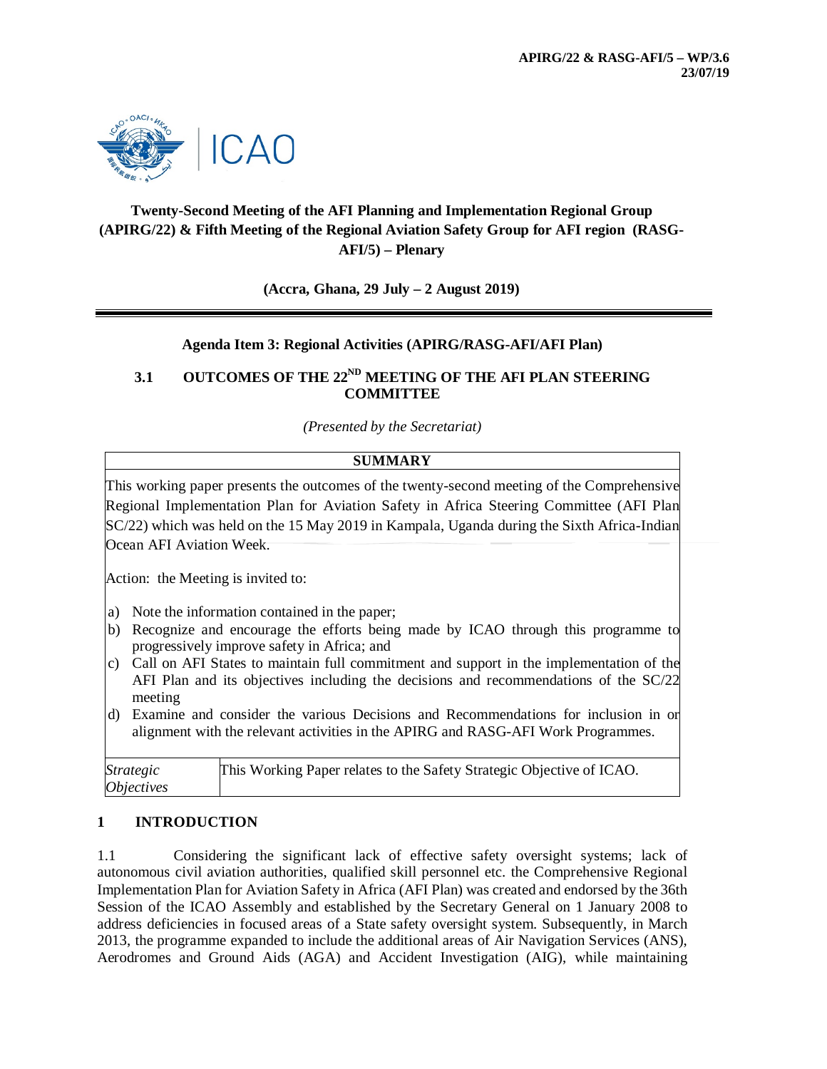**APIRG/22 & RASG-AFI/5 – WP/3.6**
**23/07/19**

# Twenty-Second Meeting of the AFI Planning and Implementation Regional Group (APIRG/22) & Fifth Meeting of the Regional Aviation Safety Group for AFI region (RASG-AFI/5) – Plenary

**(Accra, Ghana, 29 July – 2 August 2019)**

**Agenda Item 3: Regional Activities (APIRG/RASG-AFI/AFI Plan)**

## 3.1 OUTCOMES OF THE 22ND MEETING OF THE AFI PLAN STEERING COMMITTEE

*(Presented by the Secretariat)*

| SUMMARY | |
|---|---|
| This working paper presents the outcomes of the twenty-second meeting of the Comprehensive Regional Implementation Plan for Aviation Safety in Africa Steering Committee (AFI Plan SC/22) which was held on the 15 May 2019 in Kampala, Uganda during the Sixth Africa-Indian Ocean AFI Aviation Week.<br><br>Action: the Meeting is invited to:<br><br>a) Note the information contained in the paper;<br>b) Recognize and encourage the efforts being made by ICAO through this programme to progressively improve safety in Africa; and<br>c) Call on AFI States to maintain full commitment and support in the implementation of the AFI Plan and its objectives including the decisions and recommendations of the SC/22 meeting<br>d) Examine and consider the various Decisions and Recommendations for inclusion in or alignment with the relevant activities in the APIRG and RASG-AFI Work Programmes. | |
| *Strategic Objectives* | This Working Paper relates to the Safety Strategic Objective of ICAO. |

## 1 INTRODUCTION

1.1 Considering the significant lack of effective safety oversight systems; lack of autonomous civil aviation authorities, qualified skill personnel etc. the Comprehensive Regional Implementation Plan for Aviation Safety in Africa (AFI Plan) was created and endorsed by the 36th Session of the ICAO Assembly and established by the Secretary General on 1 January 2008 to address deficiencies in focused areas of a State safety oversight system. Subsequently, in March 2013, the programme expanded to include the additional areas of Air Navigation Services (ANS), Aerodromes and Ground Aids (AGA) and Accident Investigation (AIG), while maintaining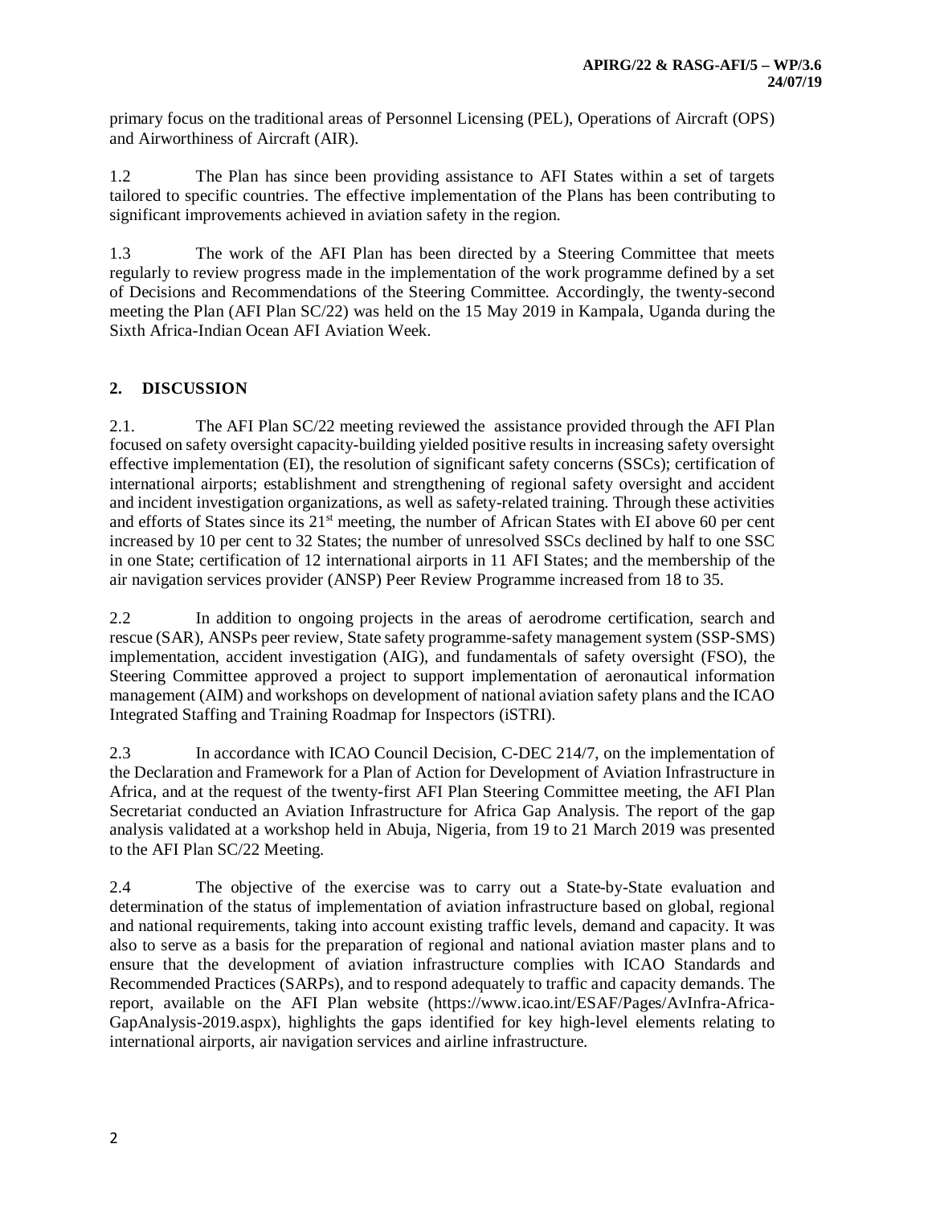primary focus on the traditional areas of Personnel Licensing (PEL), Operations of Aircraft (OPS) and Airworthiness of Aircraft (AIR).

1.2 The Plan has since been providing assistance to AFI States within a set of targets tailored to specific countries. The effective implementation of the Plans has been contributing to significant improvements achieved in aviation safety in the region.

1.3 The work of the AFI Plan has been directed by a Steering Committee that meets regularly to review progress made in the implementation of the work programme defined by a set of Decisions and Recommendations of the Steering Committee. Accordingly, the twenty-second meeting the Plan (AFI Plan SC/22) was held on the 15 May 2019 in Kampala, Uganda during the Sixth Africa-Indian Ocean AFI Aviation Week.

## 2. DISCUSSION

2.1. The AFI Plan SC/22 meeting reviewed the assistance provided through the AFI Plan focused on safety oversight capacity-building yielded positive results in increasing safety oversight effective implementation (EI), the resolution of significant safety concerns (SSCs); certification of international airports; establishment and strengthening of regional safety oversight and accident and incident investigation organizations, as well as safety-related training. Through these activities and efforts of States since its 21st meeting, the number of African States with EI above 60 per cent increased by 10 per cent to 32 States; the number of unresolved SSCs declined by half to one SSC in one State; certification of 12 international airports in 11 AFI States; and the membership of the air navigation services provider (ANSP) Peer Review Programme increased from 18 to 35.

2.2 In addition to ongoing projects in the areas of aerodrome certification, search and rescue (SAR), ANSPs peer review, State safety programme-safety management system (SSP-SMS) implementation, accident investigation (AIG), and fundamentals of safety oversight (FSO), the Steering Committee approved a project to support implementation of aeronautical information management (AIM) and workshops on development of national aviation safety plans and the ICAO Integrated Staffing and Training Roadmap for Inspectors (iSTRI).

2.3 In accordance with ICAO Council Decision, C-DEC 214/7, on the implementation of the Declaration and Framework for a Plan of Action for Development of Aviation Infrastructure in Africa, and at the request of the twenty-first AFI Plan Steering Committee meeting, the AFI Plan Secretariat conducted an Aviation Infrastructure for Africa Gap Analysis. The report of the gap analysis validated at a workshop held in Abuja, Nigeria, from 19 to 21 March 2019 was presented to the AFI Plan SC/22 Meeting.

2.4 The objective of the exercise was to carry out a State-by-State evaluation and determination of the status of implementation of aviation infrastructure based on global, regional and national requirements, taking into account existing traffic levels, demand and capacity. It was also to serve as a basis for the preparation of regional and national aviation master plans and to ensure that the development of aviation infrastructure complies with ICAO Standards and Recommended Practices (SARPs), and to respond adequately to traffic and capacity demands. The report, available on the AFI Plan website (https://www.icao.int/ESAF/Pages/AvInfra-Africa-GapAnalysis-2019.aspx), highlights the gaps identified for key high-level elements relating to international airports, air navigation services and airline infrastructure.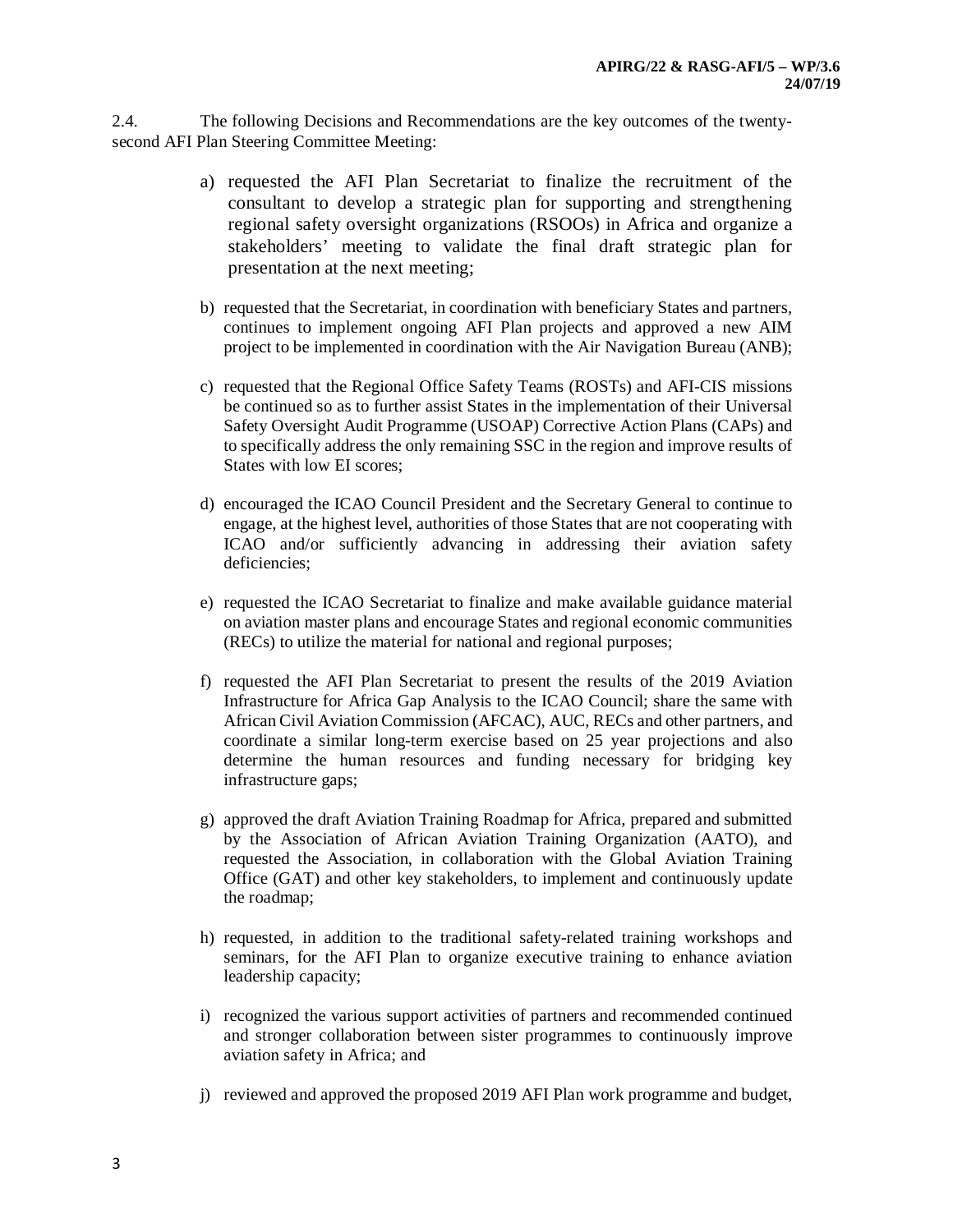2.4. The following Decisions and Recommendations are the key outcomes of the twenty-second AFI Plan Steering Committee Meeting:

a) requested the AFI Plan Secretariat to finalize the recruitment of the consultant to develop a strategic plan for supporting and strengthening regional safety oversight organizations (RSOOs) in Africa and organize a stakeholders' meeting to validate the final draft strategic plan for presentation at the next meeting;

b) requested that the Secretariat, in coordination with beneficiary States and partners, continues to implement ongoing AFI Plan projects and approved a new AIM project to be implemented in coordination with the Air Navigation Bureau (ANB);

c) requested that the Regional Office Safety Teams (ROSTs) and AFI-CIS missions be continued so as to further assist States in the implementation of their Universal Safety Oversight Audit Programme (USOAP) Corrective Action Plans (CAPs) and to specifically address the only remaining SSC in the region and improve results of States with low EI scores;

d) encouraged the ICAO Council President and the Secretary General to continue to engage, at the highest level, authorities of those States that are not cooperating with ICAO and/or sufficiently advancing in addressing their aviation safety deficiencies;

e) requested the ICAO Secretariat to finalize and make available guidance material on aviation master plans and encourage States and regional economic communities (RECs) to utilize the material for national and regional purposes;

f) requested the AFI Plan Secretariat to present the results of the 2019 Aviation Infrastructure for Africa Gap Analysis to the ICAO Council; share the same with African Civil Aviation Commission (AFCAC), AUC, RECs and other partners, and coordinate a similar long-term exercise based on 25 year projections and also determine the human resources and funding necessary for bridging key infrastructure gaps;

g) approved the draft Aviation Training Roadmap for Africa, prepared and submitted by the Association of African Aviation Training Organization (AATO), and requested the Association, in collaboration with the Global Aviation Training Office (GAT) and other key stakeholders, to implement and continuously update the roadmap;

h) requested, in addition to the traditional safety-related training workshops and seminars, for the AFI Plan to organize executive training to enhance aviation leadership capacity;

i) recognized the various support activities of partners and recommended continued and stronger collaboration between sister programmes to continuously improve aviation safety in Africa; and

j) reviewed and approved the proposed 2019 AFI Plan work programme and budget,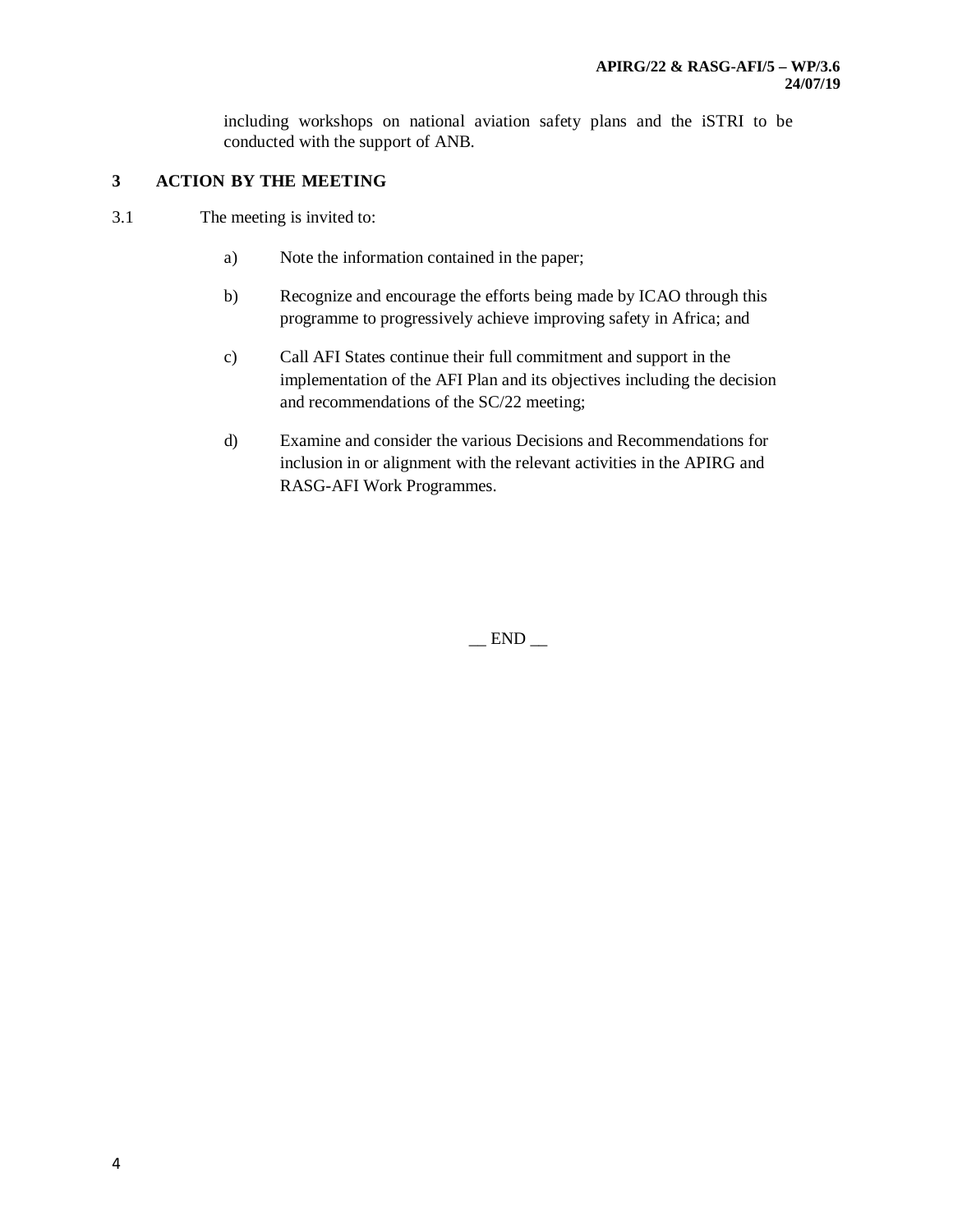including workshops on national aviation safety plans and the iSTRI to be conducted with the support of ANB.

## 3 ACTION BY THE MEETING

3.1 The meeting is invited to:

a) Note the information contained in the paper;

b) Recognize and encourage the efforts being made by ICAO through this programme to progressively achieve improving safety in Africa; and

c) Call AFI States continue their full commitment and support in the implementation of the AFI Plan and its objectives including the decision and recommendations of the SC/22 meeting;

d) Examine and consider the various Decisions and Recommendations for inclusion in or alignment with the relevant activities in the APIRG and RASG-AFI Work Programmes.

__ END __